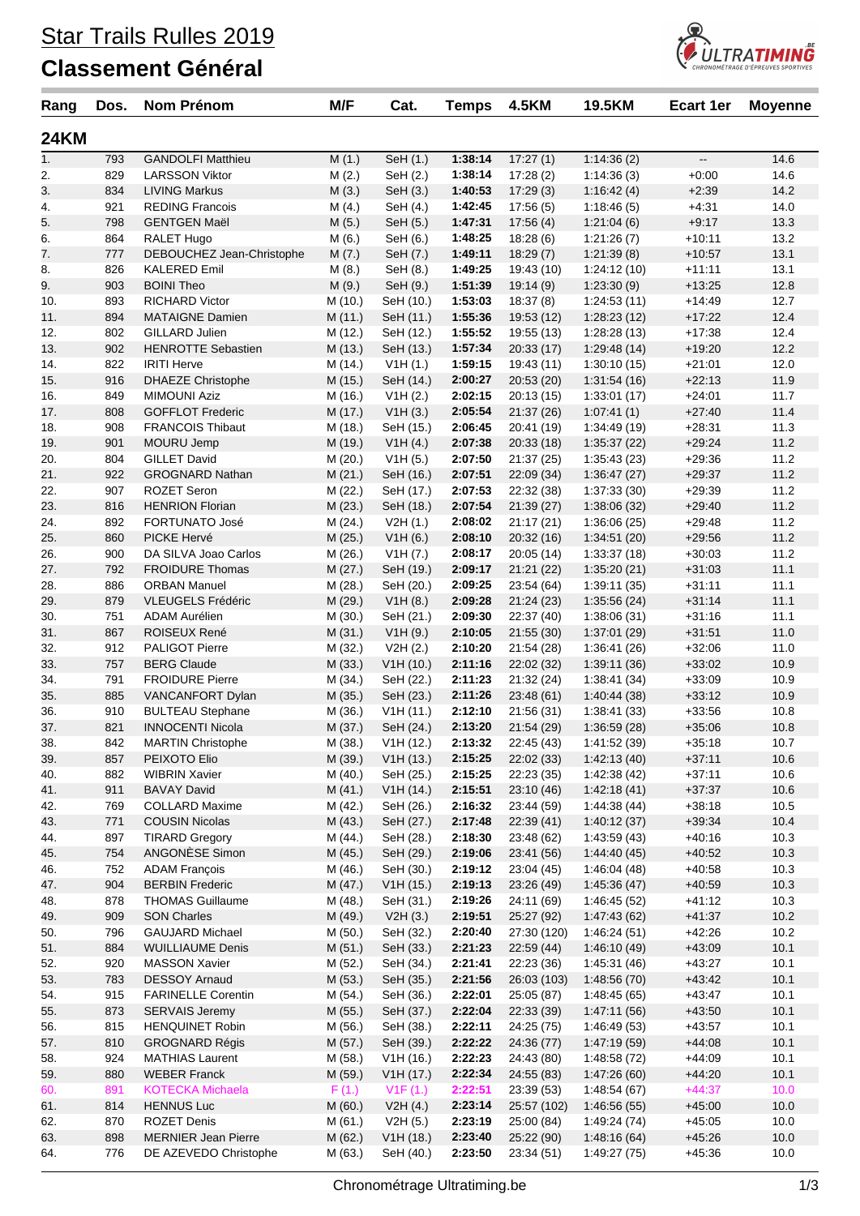# Star Trails Rulles 2019

## Classement Général

| Rang | Dos. | Nom Prénom | M/F | Cat. | Temps | 4.5KM | 19.5KM | Ecart 1er | Moyenne |
|---|---|---|---|---|---|---|---|---|---|

### 24KM

| Rang | Dos. | Nom Prénom | M/F | Cat. | Temps | 4.5KM | 19.5KM | Ecart 1er | Moyenne |
|---|---|---|---|---|---|---|---|---|---|
| 1. | 793 | GANDOLFI Matthieu | M (1.) | SeH (1.) | **1:38:14** | 17:27 (1) | 1:14:36 (2) | -- | 14.6 |
| 2. | 829 | LARSSON Viktor | M (2.) | SeH (2.) | **1:38:14** | 17:28 (2) | 1:14:36 (3) | +0:00 | 14.6 |
| 3. | 834 | LIVING Markus | M (3.) | SeH (3.) | **1:40:53** | 17:29 (3) | 1:16:42 (4) | +2:39 | 14.2 |
| 4. | 921 | REDING Francois | M (4.) | SeH (4.) | **1:42:45** | 17:56 (5) | 1:18:46 (5) | +4:31 | 14.0 |
| 5. | 798 | GENTGEN Maël | M (5.) | SeH (5.) | **1:47:31** | 17:56 (4) | 1:21:04 (6) | +9:17 | 13.3 |
| 6. | 864 | RALET Hugo | M (6.) | SeH (6.) | **1:48:25** | 18:28 (6) | 1:21:26 (7) | +10:11 | 13.2 |
| 7. | 777 | DEBOUCHEZ Jean-Christophe | M (7.) | SeH (7.) | **1:49:11** | 18:29 (7) | 1:21:39 (8) | +10:57 | 13.1 |
| 8. | 826 | KALERED Emil | M (8.) | SeH (8.) | **1:49:25** | 19:43 (10) | 1:24:12 (10) | +11:11 | 13.1 |
| 9. | 903 | BOINI Theo | M (9.) | SeH (9.) | **1:51:39** | 19:14 (9) | 1:23:30 (9) | +13:25 | 12.8 |
| 10. | 893 | RICHARD Victor | M (10.) | SeH (10.) | **1:53:03** | 18:37 (8) | 1:24:53 (11) | +14:49 | 12.7 |
| 11. | 894 | MATAIGNE Damien | M (11.) | SeH (11.) | **1:55:36** | 19:53 (12) | 1:28:23 (12) | +17:22 | 12.4 |
| 12. | 802 | GILLARD Julien | M (12.) | SeH (12.) | **1:55:52** | 19:55 (13) | 1:28:28 (13) | +17:38 | 12.4 |
| 13. | 902 | HENROTTE Sebastien | M (13.) | SeH (13.) | **1:57:34** | 20:33 (17) | 1:29:48 (14) | +19:20 | 12.2 |
| 14. | 822 | IRITI Herve | M (14.) | V1H (1.) | **1:59:15** | 19:43 (11) | 1:30:10 (15) | +21:01 | 12.0 |
| 15. | 916 | DHAEZE Christophe | M (15.) | SeH (14.) | **2:00:27** | 20:53 (20) | 1:31:54 (16) | +22:13 | 11.9 |
| 16. | 849 | MIMOUNI Aziz | M (16.) | V1H (2.) | **2:02:15** | 20:13 (15) | 1:33:01 (17) | +24:01 | 11.7 |
| 17. | 808 | GOFFLOT Frederic | M (17.) | V1H (3.) | **2:05:54** | 21:37 (26) | 1:07:41 (1) | +27:40 | 11.4 |
| 18. | 908 | FRANCOIS Thibaut | M (18.) | SeH (15.) | **2:06:45** | 20:41 (19) | 1:34:49 (19) | +28:31 | 11.3 |
| 19. | 901 | MOURU Jemp | M (19.) | V1H (4.) | **2:07:38** | 20:33 (18) | 1:35:37 (22) | +29:24 | 11.2 |
| 20. | 804 | GILLET David | M (20.) | V1H (5.) | **2:07:50** | 21:37 (25) | 1:35:43 (23) | +29:36 | 11.2 |
| 21. | 922 | GROGNARD Nathan | M (21.) | SeH (16.) | **2:07:51** | 22:09 (34) | 1:36:47 (27) | +29:37 | 11.2 |
| 22. | 907 | ROZET Seron | M (22.) | SeH (17.) | **2:07:53** | 22:32 (38) | 1:37:33 (30) | +29:39 | 11.2 |
| 23. | 816 | HENRION Florian | M (23.) | SeH (18.) | **2:07:54** | 21:39 (27) | 1:38:06 (32) | +29:40 | 11.2 |
| 24. | 892 | FORTUNATO José | M (24.) | V2H (1.) | **2:08:02** | 21:17 (21) | 1:36:06 (25) | +29:48 | 11.2 |
| 25. | 860 | PICKE Hervé | M (25.) | V1H (6.) | **2:08:10** | 20:32 (16) | 1:34:51 (20) | +29:56 | 11.2 |
| 26. | 900 | DA SILVA Joao Carlos | M (26.) | V1H (7.) | **2:08:17** | 20:05 (14) | 1:33:37 (18) | +30:03 | 11.2 |
| 27. | 792 | FROIDURE Thomas | M (27.) | SeH (19.) | **2:09:17** | 21:21 (22) | 1:35:20 (21) | +31:03 | 11.1 |
| 28. | 886 | ORBAN Manuel | M (28.) | SeH (20.) | **2:09:25** | 23:54 (64) | 1:39:11 (35) | +31:11 | 11.1 |
| 29. | 879 | VLEUGELS Frédéric | M (29.) | V1H (8.) | **2:09:28** | 21:24 (23) | 1:35:56 (24) | +31:14 | 11.1 |
| 30. | 751 | ADAM Aurélien | M (30.) | SeH (21.) | **2:09:30** | 22:37 (40) | 1:38:06 (31) | +31:16 | 11.1 |
| 31. | 867 | ROISEUX René | M (31.) | V1H (9.) | **2:10:05** | 21:55 (30) | 1:37:01 (29) | +31:51 | 11.0 |
| 32. | 912 | PALIGOT Pierre | M (32.) | V2H (2.) | **2:10:20** | 21:54 (28) | 1:36:41 (26) | +32:06 | 11.0 |
| 33. | 757 | BERG Claude | M (33.) | V1H (10.) | **2:11:16** | 22:02 (32) | 1:39:11 (36) | +33:02 | 10.9 |
| 34. | 791 | FROIDURE Pierre | M (34.) | SeH (22.) | **2:11:23** | 21:32 (24) | 1:38:41 (34) | +33:09 | 10.9 |
| 35. | 885 | VANCANFORT Dylan | M (35.) | SeH (23.) | **2:11:26** | 23:48 (61) | 1:40:44 (38) | +33:12 | 10.9 |
| 36. | 910 | BULTEAU Stephane | M (36.) | V1H (11.) | **2:12:10** | 21:56 (31) | 1:38:41 (33) | +33:56 | 10.8 |
| 37. | 821 | INNOCENTI Nicola | M (37.) | SeH (24.) | **2:13:20** | 21:54 (29) | 1:36:59 (28) | +35:06 | 10.8 |
| 38. | 842 | MARTIN Christophe | M (38.) | V1H (12.) | **2:13:32** | 22:45 (43) | 1:41:52 (39) | +35:18 | 10.7 |
| 39. | 857 | PEIXOTO Elio | M (39.) | V1H (13.) | **2:15:25** | 22:02 (33) | 1:42:13 (40) | +37:11 | 10.6 |
| 40. | 882 | WIBRIN Xavier | M (40.) | SeH (25.) | **2:15:25** | 22:23 (35) | 1:42:38 (42) | +37:11 | 10.6 |
| 41. | 911 | BAVAY David | M (41.) | V1H (14.) | **2:15:51** | 23:10 (46) | 1:42:18 (41) | +37:37 | 10.6 |
| 42. | 769 | COLLARD Maxime | M (42.) | SeH (26.) | **2:16:32** | 23:44 (59) | 1:44:38 (44) | +38:18 | 10.5 |
| 43. | 771 | COUSIN Nicolas | M (43.) | SeH (27.) | **2:17:48** | 22:39 (41) | 1:40:12 (37) | +39:34 | 10.4 |
| 44. | 897 | TIRARD Gregory | M (44.) | SeH (28.) | **2:18:30** | 23:48 (62) | 1:43:59 (43) | +40:16 | 10.3 |
| 45. | 754 | ANGONÈSE Simon | M (45.) | SeH (29.) | **2:19:06** | 23:41 (56) | 1:44:40 (45) | +40:52 | 10.3 |
| 46. | 752 | ADAM François | M (46.) | SeH (30.) | **2:19:12** | 23:04 (45) | 1:46:04 (48) | +40:58 | 10.3 |
| 47. | 904 | BERBIN Frederic | M (47.) | V1H (15.) | **2:19:13** | 23:26 (49) | 1:45:36 (47) | +40:59 | 10.3 |
| 48. | 878 | THOMAS Guillaume | M (48.) | SeH (31.) | **2:19:26** | 24:11 (69) | 1:46:45 (52) | +41:12 | 10.3 |
| 49. | 909 | SON Charles | M (49.) | V2H (3.) | **2:19:51** | 25:27 (92) | 1:47:43 (62) | +41:37 | 10.2 |
| 50. | 796 | GAUJARD Michael | M (50.) | SeH (32.) | **2:20:40** | 27:30 (120) | 1:46:24 (51) | +42:26 | 10.2 |
| 51. | 884 | WUILLIAUME Denis | M (51.) | SeH (33.) | **2:21:23** | 22:59 (44) | 1:46:10 (49) | +43:09 | 10.1 |
| 52. | 920 | MASSON Xavier | M (52.) | SeH (34.) | **2:21:41** | 22:23 (36) | 1:45:31 (46) | +43:27 | 10.1 |
| 53. | 783 | DESSOY Arnaud | M (53.) | SeH (35.) | **2:21:56** | 26:03 (103) | 1:48:56 (70) | +43:42 | 10.1 |
| 54. | 915 | FARINELLE Corentin | M (54.) | SeH (36.) | **2:22:01** | 25:05 (87) | 1:48:45 (65) | +43:47 | 10.1 |
| 55. | 873 | SERVAIS Jeremy | M (55.) | SeH (37.) | **2:22:04** | 22:33 (39) | 1:47:11 (56) | +43:50 | 10.1 |
| 56. | 815 | HENQUINET Robin | M (56.) | SeH (38.) | **2:22:11** | 24:25 (75) | 1:46:49 (53) | +43:57 | 10.1 |
| 57. | 810 | GROGNARD Régis | M (57.) | SeH (39.) | **2:22:22** | 24:36 (77) | 1:47:19 (59) | +44:08 | 10.1 |
| 58. | 924 | MATHIAS Laurent | M (58.) | V1H (16.) | **2:22:23** | 24:43 (80) | 1:48:58 (72) | +44:09 | 10.1 |
| 59. | 880 | WEBER Franck | M (59.) | V1H (17.) | **2:22:34** | 24:55 (83) | 1:47:26 (60) | +44:20 | 10.1 |
| 60. | 891 | KOTECKA Michaela | F (1.) | V1F (1.) | **2:22:51** | 23:39 (53) | 1:48:54 (67) | +44:37 | 10.0 |
| 61. | 814 | HENNUS Luc | M (60.) | V2H (4.) | **2:23:14** | 25:57 (102) | 1:46:56 (55) | +45:00 | 10.0 |
| 62. | 870 | ROZET Denis | M (61.) | V2H (5.) | **2:23:19** | 25:00 (84) | 1:49:24 (74) | +45:05 | 10.0 |
| 63. | 898 | MERNIER Jean Pierre | M (62.) | V1H (18.) | **2:23:40** | 25:22 (90) | 1:48:16 (64) | +45:26 | 10.0 |
| 64. | 776 | DE AZEVEDO Christophe | M (63.) | SeH (40.) | **2:23:50** | 23:34 (51) | 1:49:27 (75) | +45:36 | 10.0 |

Chronométrage Ultratiming.be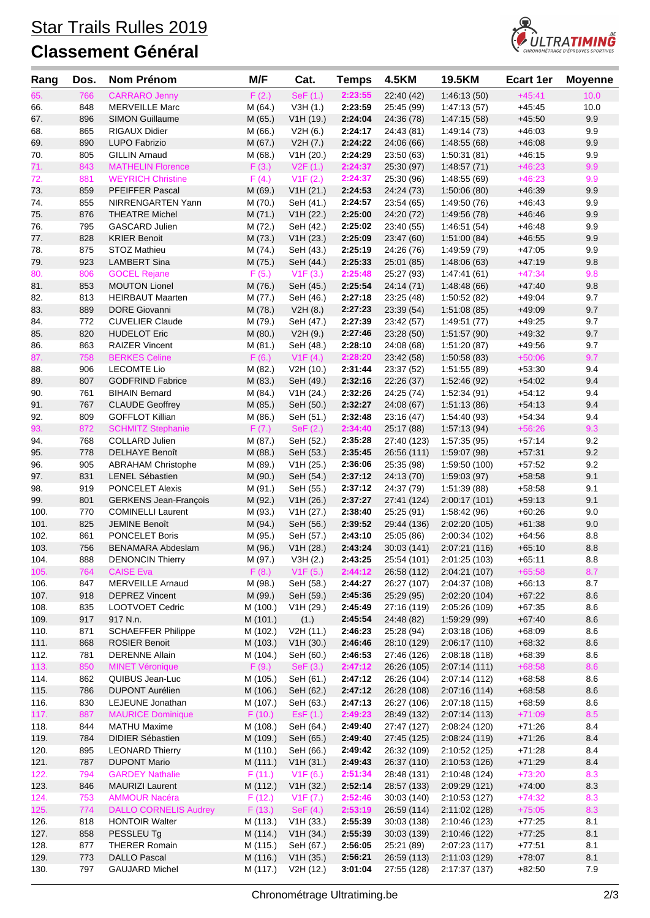# Star Trails Rulles 2019

## Classement Général

| Rang | Dos. | Nom Prénom | M/F | Cat. | Temps | 4.5KM | 19.5KM | Ecart 1er | Moyenne |
|---|---|---|---|---|---|---|---|---|---|
| 65. | 766 | CARRARO Jenny | F (2.) | SeF (1.) | **2:23:55** | 22:40 (42) | 1:46:13 (50) | +45:41 | 10.0 |
| 66. | 848 | MERVEILLE Marc | M (64.) | V3H (1.) | **2:23:59** | 25:45 (99) | 1:47:13 (57) | +45:45 | 10.0 |
| 67. | 896 | SIMON Guillaume | M (65.) | V1H (19.) | **2:24:04** | 24:36 (78) | 1:47:15 (58) | +45:50 | 9.9 |
| 68. | 865 | RIGAUX Didier | M (66.) | V2H (6.) | **2:24:17** | 24:43 (81) | 1:49:14 (73) | +46:03 | 9.9 |
| 69. | 890 | LUPO Fabrizio | M (67.) | V2H (7.) | **2:24:22** | 24:06 (66) | 1:48:55 (68) | +46:08 | 9.9 |
| 70. | 805 | GILLIN Arnaud | M (68.) | V1H (20.) | **2:24:29** | 23:50 (63) | 1:50:31 (81) | +46:15 | 9.9 |
| 71. | 843 | MATHELIN Florence | F (3.) | V2F (1.) | **2:24:37** | 25:30 (97) | 1:48:57 (71) | +46:23 | 9.9 |
| 72. | 881 | WEYRICH Christine | F (4.) | V1F (2.) | **2:24:37** | 25:30 (96) | 1:48:55 (69) | +46:23 | 9.9 |
| 73. | 859 | PFEIFFER Pascal | M (69.) | V1H (21.) | **2:24:53** | 24:24 (73) | 1:50:06 (80) | +46:39 | 9.9 |
| 74. | 855 | NIRRENGARTEN Yann | M (70.) | SeH (41.) | **2:24:57** | 23:54 (65) | 1:49:50 (76) | +46:43 | 9.9 |
| 75. | 876 | THEATRE Michel | M (71.) | V1H (22.) | **2:25:00** | 24:20 (72) | 1:49:56 (78) | +46:46 | 9.9 |
| 76. | 795 | GASCARD Julien | M (72.) | SeH (42.) | **2:25:02** | 23:40 (55) | 1:46:51 (54) | +46:48 | 9.9 |
| 77. | 828 | KRIER Benoit | M (73.) | V1H (23.) | **2:25:09** | 23:47 (60) | 1:51:00 (84) | +46:55 | 9.9 |
| 78. | 875 | STOZ Mathieu | M (74.) | SeH (43.) | **2:25:19** | 24:26 (76) | 1:49:59 (79) | +47:05 | 9.9 |
| 79. | 923 | LAMBERT Sina | M (75.) | SeH (44.) | **2:25:33** | 25:01 (85) | 1:48:06 (63) | +47:19 | 9.8 |
| 80. | 806 | GOCEL Rejane | F (5.) | V1F (3.) | **2:25:48** | 25:27 (93) | 1:47:41 (61) | +47:34 | 9.8 |
| 81. | 853 | MOUTON Lionel | M (76.) | SeH (45.) | **2:25:54** | 24:14 (71) | 1:48:48 (66) | +47:40 | 9.8 |
| 82. | 813 | HEIRBAUT Maarten | M (77.) | SeH (46.) | **2:27:18** | 23:25 (48) | 1:50:52 (82) | +49:04 | 9.7 |
| 83. | 889 | DORE Giovanni | M (78.) | V2H (8.) | **2:27:23** | 23:39 (54) | 1:51:08 (85) | +49:09 | 9.7 |
| 84. | 772 | CUVELIER Claude | M (79.) | SeH (47.) | **2:27:39** | 23:42 (57) | 1:49:51 (77) | +49:25 | 9.7 |
| 85. | 820 | HUDELOT Eric | M (80.) | V2H (9.) | **2:27:46** | 23:28 (50) | 1:51:57 (90) | +49:32 | 9.7 |
| 86. | 863 | RAIZER Vincent | M (81.) | SeH (48.) | **2:28:10** | 24:08 (68) | 1:51:20 (87) | +49:56 | 9.7 |
| 87. | 758 | BERKES Celine | F (6.) | V1F (4.) | **2:28:20** | 23:42 (58) | 1:50:58 (83) | +50:06 | 9.7 |
| 88. | 906 | LECOMTE Lio | M (82.) | V2H (10.) | **2:31:44** | 23:37 (52) | 1:51:55 (89) | +53:30 | 9.4 |
| 89. | 807 | GODFRIND Fabrice | M (83.) | SeH (49.) | **2:32:16** | 22:26 (37) | 1:52:46 (92) | +54:02 | 9.4 |
| 90. | 761 | BIHAIN Bernard | M (84.) | V1H (24.) | **2:32:26** | 24:25 (74) | 1:52:34 (91) | +54:12 | 9.4 |
| 91. | 767 | CLAUDE Geoffrey | M (85.) | SeH (50.) | **2:32:27** | 24:08 (67) | 1:51:13 (86) | +54:13 | 9.4 |
| 92. | 809 | GOFFLOT Killian | M (86.) | SeH (51.) | **2:32:48** | 23:16 (47) | 1:54:40 (93) | +54:34 | 9.4 |
| 93. | 872 | SCHMITZ Stephanie | F (7.) | SeF (2.) | **2:34:40** | 25:17 (88) | 1:57:13 (94) | +56:26 | 9.3 |
| 94. | 768 | COLLARD Julien | M (87.) | SeH (52.) | **2:35:28** | 27:40 (123) | 1:57:35 (95) | +57:14 | 9.2 |
| 95. | 778 | DELHAYE Benoît | M (88.) | SeH (53.) | **2:35:45** | 26:56 (111) | 1:59:07 (98) | +57:31 | 9.2 |
| 96. | 905 | ABRAHAM Christophe | M (89.) | V1H (25.) | **2:36:06** | 25:35 (98) | 1:59:50 (100) | +57:52 | 9.2 |
| 97. | 831 | LENEL Sébastien | M (90.) | SeH (54.) | **2:37:12** | 24:13 (70) | 1:59:03 (97) | +58:58 | 9.1 |
| 98. | 919 | PONCELET Alexis | M (91.) | SeH (55.) | **2:37:12** | 24:37 (79) | 1:51:39 (88) | +58:58 | 9.1 |
| 99. | 801 | GERKENS Jean-François | M (92.) | V1H (26.) | **2:37:27** | 27:41 (124) | 2:00:17 (101) | +59:13 | 9.1 |
| 100. | 770 | COMINELLI Laurent | M (93.) | V1H (27.) | **2:38:40** | 25:25 (91) | 1:58:42 (96) | +60:26 | 9.0 |
| 101. | 825 | JEMINE Benoît | M (94.) | SeH (56.) | **2:39:52** | 29:44 (136) | 2:02:20 (105) | +61:38 | 9.0 |
| 102. | 861 | PONCELET Boris | M (95.) | SeH (57.) | **2:43:10** | 25:05 (86) | 2:00:34 (102) | +64:56 | 8.8 |
| 103. | 756 | BENAMARA Abdeslam | M (96.) | V1H (28.) | **2:43:24** | 30:03 (141) | 2:07:21 (116) | +65:10 | 8.8 |
| 104. | 888 | DENONCIN Thierry | M (97.) | V3H (2.) | **2:43:25** | 25:54 (101) | 2:01:25 (103) | +65:11 | 8.8 |
| 105. | 764 | CAISE Eva | F (8.) | V1F (5.) | **2:44:12** | 26:58 (112) | 2:04:21 (107) | +65:58 | 8.7 |
| 106. | 847 | MERVEILLE Arnaud | M (98.) | SeH (58.) | **2:44:27** | 26:27 (107) | 2:04:37 (108) | +66:13 | 8.7 |
| 107. | 918 | DEPREZ Vincent | M (99.) | SeH (59.) | **2:45:36** | 25:29 (95) | 2:02:20 (104) | +67:22 | 8.6 |
| 108. | 835 | LOOTVOET Cedric | M (100.) | V1H (29.) | **2:45:49** | 27:16 (119) | 2:05:26 (109) | +67:35 | 8.6 |
| 109. | 917 | 917 N.n. | M (101.) | (1.) | **2:45:54** | 24:48 (82) | 1:59:29 (99) | +67:40 | 8.6 |
| 110. | 871 | SCHAEFFER Philippe | M (102.) | V2H (11.) | **2:46:23** | 25:28 (94) | 2:03:18 (106) | +68:09 | 8.6 |
| 111. | 868 | ROSIER Benoit | M (103.) | V1H (30.) | **2:46:46** | 28:10 (129) | 2:06:17 (110) | +68:32 | 8.6 |
| 112. | 781 | DERENNE Allain | M (104.) | SeH (60.) | **2:46:53** | 27:46 (126) | 2:08:18 (118) | +68:39 | 8.6 |
| 113. | 850 | MINET Véronique | F (9.) | SeF (3.) | **2:47:12** | 26:26 (105) | 2:07:14 (111) | +68:58 | 8.6 |
| 114. | 862 | QUIBUS Jean-Luc | M (105.) | SeH (61.) | **2:47:12** | 26:26 (104) | 2:07:14 (112) | +68:58 | 8.6 |
| 115. | 786 | DUPONT Aurélien | M (106.) | SeH (62.) | **2:47:12** | 26:28 (108) | 2:07:16 (114) | +68:58 | 8.6 |
| 116. | 830 | LEJEUNE Jonathan | M (107.) | SeH (63.) | **2:47:13** | 26:27 (106) | 2:07:18 (115) | +68:59 | 8.6 |
| 117. | 887 | MAURICE Dominique | F (10.) | EsF (1.) | **2:49:23** | 28:49 (132) | 2:07:14 (113) | +71:09 | 8.5 |
| 118. | 844 | MATHU Maxime | M (108.) | SeH (64.) | **2:49:40** | 27:47 (127) | 2:08:24 (120) | +71:26 | 8.4 |
| 119. | 784 | DIDIER Sébastien | M (109.) | SeH (65.) | **2:49:40** | 27:45 (125) | 2:08:24 (119) | +71:26 | 8.4 |
| 120. | 895 | LEONARD Thierry | M (110.) | SeH (66.) | **2:49:42** | 26:32 (109) | 2:10:52 (125) | +71:28 | 8.4 |
| 121. | 787 | DUPONT Mario | M (111.) | V1H (31.) | **2:49:43** | 26:37 (110) | 2:10:53 (126) | +71:29 | 8.4 |
| 122. | 794 | GARDEY Nathalie | F (11.) | V1F (6.) | **2:51:34** | 28:48 (131) | 2:10:48 (124) | +73:20 | 8.3 |
| 123. | 846 | MAURIZI Laurent | M (112.) | V1H (32.) | **2:52:14** | 28:57 (133) | 2:09:29 (121) | +74:00 | 8.3 |
| 124. | 753 | AMMOUR Nacéra | F (12.) | V1F (7.) | **2:52:46** | 30:03 (140) | 2:10:53 (127) | +74:32 | 8.3 |
| 125. | 774 | DALLO CORNELIS Audrey | F (13.) | SeF (4.) | **2:53:19** | 26:59 (114) | 2:11:02 (128) | +75:05 | 8.3 |
| 126. | 818 | HONTOIR Walter | M (113.) | V1H (33.) | **2:55:39** | 30:03 (138) | 2:10:46 (123) | +77:25 | 8.1 |
| 127. | 858 | PESSLEU Tg | M (114.) | V1H (34.) | **2:55:39** | 30:03 (139) | 2:10:46 (122) | +77:25 | 8.1 |
| 128. | 877 | THERER Romain | M (115.) | SeH (67.) | **2:56:05** | 25:21 (89) | 2:07:23 (117) | +77:51 | 8.1 |
| 129. | 773 | DALLO Pascal | M (116.) | V1H (35.) | **2:56:21** | 26:59 (113) | 2:11:03 (129) | +78:07 | 8.1 |
| 130. | 797 | GAUJARD Michel | M (117.) | V2H (12.) | **3:01:04** | 27:55 (128) | 2:17:37 (137) | +82:50 | 7.9 |

Chronométrage Ultratiming.be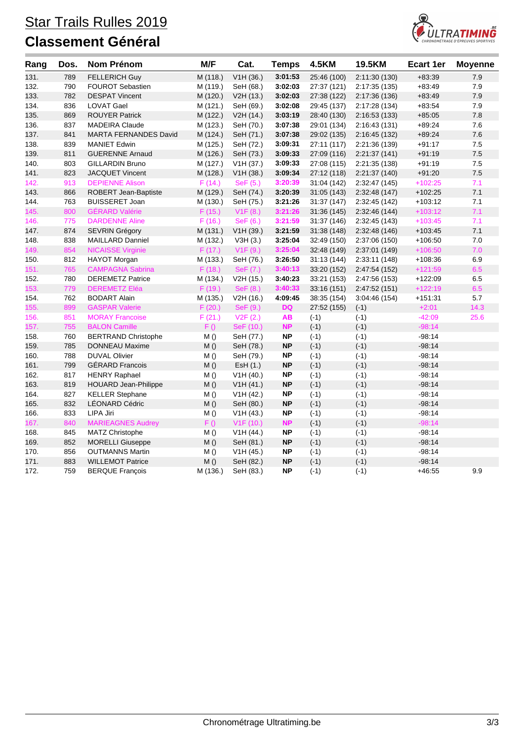# Star Trails Rulles 2019

## Classement Général

| Rang | Dos. | Nom Prénom | M/F | Cat. | Temps | 4.5KM | 19.5KM | Ecart 1er | Moyenne |
|---|---|---|---|---|---|---|---|---|---|
| 131. | 789 | FELLERICH Guy | M (118.) | V1H (36.) | **3:01:53** | 25:46 (100) | 2:11:30 (130) | +83:39 | 7.9 |
| 132. | 790 | FOUROT Sebastien | M (119.) | SeH (68.) | **3:02:03** | 27:37 (121) | 2:17:35 (135) | +83:49 | 7.9 |
| 133. | 782 | DESPAT Vincent | M (120.) | V2H (13.) | **3:02:03** | 27:38 (122) | 2:17:36 (136) | +83:49 | 7.9 |
| 134. | 836 | LOVAT Gael | M (121.) | SeH (69.) | **3:02:08** | 29:45 (137) | 2:17:28 (134) | +83:54 | 7.9 |
| 135. | 869 | ROUYER Patrick | M (122.) | V2H (14.) | **3:03:19** | 28:40 (130) | 2:16:53 (133) | +85:05 | 7.8 |
| 136. | 837 | MADEIRA Claude | M (123.) | SeH (70.) | **3:07:38** | 29:01 (134) | 2:16:43 (131) | +89:24 | 7.6 |
| 137. | 841 | MARTA FERNANDES David | M (124.) | SeH (71.) | **3:07:38** | 29:02 (135) | 2:16:45 (132) | +89:24 | 7.6 |
| 138. | 839 | MANIET Edwin | M (125.) | SeH (72.) | **3:09:31** | 27:11 (117) | 2:21:36 (139) | +91:17 | 7.5 |
| 139. | 811 | GUERENNE Arnaud | M (126.) | SeH (73.) | **3:09:33** | 27:09 (116) | 2:21:37 (141) | +91:19 | 7.5 |
| 140. | 803 | GILLARDIN Bruno | M (127.) | V1H (37.) | **3:09:33** | 27:08 (115) | 2:21:35 (138) | +91:19 | 7.5 |
| 141. | 823 | JACQUET Vincent | M (128.) | V1H (38.) | **3:09:34** | 27:12 (118) | 2:21:37 (140) | +91:20 | 7.5 |
| 142. | 913 | DEPIENNE Alison | F (14.) | SeF (5.) | **3:20:39** | 31:04 (142) | 2:32:47 (145) | +102:25 | 7.1 |
| 143. | 866 | ROBERT Jean-Baptiste | M (129.) | SeH (74.) | **3:20:39** | 31:05 (143) | 2:32:48 (147) | +102:25 | 7.1 |
| 144. | 763 | BUISSERET Joan | M (130.) | SeH (75.) | **3:21:26** | 31:37 (147) | 2:32:45 (142) | +103:12 | 7.1 |
| 145. | 800 | GÉRARD Valérie | F (15.) | V1F (8.) | **3:21:26** | 31:36 (145) | 2:32:46 (144) | +103:12 | 7.1 |
| 146. | 775 | DARDENNE Aline | F (16.) | SeF (6.) | **3:21:59** | 31:37 (146) | 2:32:45 (143) | +103:45 | 7.1 |
| 147. | 874 | SEVRIN Grégory | M (131.) | V1H (39.) | **3:21:59** | 31:38 (148) | 2:32:48 (146) | +103:45 | 7.1 |
| 148. | 838 | MAILLARD Danniel | M (132.) | V3H (3.) | **3:25:04** | 32:49 (150) | 2:37:06 (150) | +106:50 | 7.0 |
| 149. | 854 | NICAISSE Virginie | F (17.) | V1F (9.) | **3:25:04** | 32:48 (149) | 2:37:01 (149) | +106:50 | 7.0 |
| 150. | 812 | HAYOT Morgan | M (133.) | SeH (76.) | **3:26:50** | 31:13 (144) | 2:33:11 (148) | +108:36 | 6.9 |
| 151. | 765 | CAMPAGNA Sabrina | F (18.) | SeF (7.) | **3:40:13** | 33:20 (152) | 2:47:54 (152) | +121:59 | 6.5 |
| 152. | 780 | DEREMETZ Patrice | M (134.) | V2H (15.) | **3:40:23** | 33:21 (153) | 2:47:56 (153) | +122:09 | 6.5 |
| 153. | 779 | DEREMETZ Eléa | F (19.) | SeF (8.) | **3:40:33** | 33:16 (151) | 2:47:52 (151) | +122:19 | 6.5 |
| 154. | 762 | BODART Alain | M (135.) | V2H (16.) | **4:09:45** | 38:35 (154) | 3:04:46 (154) | +151:31 | 5.7 |
| 155. | 899 | GASPAR Valerie | F (20.) | SeF (9.) | **DQ** | 27:52 (155) | (-1) | +2:01 | 14.3 |
| 156. | 851 | MORAY Francoise | F (21.) | V2F (2.) | **AB** | (-1) | (-1) | -42:09 | 25.6 |
| 157. | 755 | BALON Camille | F () | SeF (10.) | **NP** | (-1) | (-1) | -98:14 | |
| 158. | 760 | BERTRAND Christophe | M () | SeH (77.) | **NP** | (-1) | (-1) | -98:14 | |
| 159. | 785 | DONNEAU Maxime | M () | SeH (78.) | **NP** | (-1) | (-1) | -98:14 | |
| 160. | 788 | DUVAL Olivier | M () | SeH (79.) | **NP** | (-1) | (-1) | -98:14 | |
| 161. | 799 | GÉRARD Francois | M () | EsH (1.) | **NP** | (-1) | (-1) | -98:14 | |
| 162. | 817 | HENRY Raphael | M () | V1H (40.) | **NP** | (-1) | (-1) | -98:14 | |
| 163. | 819 | HOUARD Jean-Philippe | M () | V1H (41.) | **NP** | (-1) | (-1) | -98:14 | |
| 164. | 827 | KELLER Stephane | M () | V1H (42.) | **NP** | (-1) | (-1) | -98:14 | |
| 165. | 832 | LÉONARD Cédric | M () | SeH (80.) | **NP** | (-1) | (-1) | -98:14 | |
| 166. | 833 | LIPA Jiri | M () | V1H (43.) | **NP** | (-1) | (-1) | -98:14 | |
| 167. | 840 | MARIEAGNES Audrey | F () | V1F (10.) | **NP** | (-1) | (-1) | -98:14 | |
| 168. | 845 | MATZ Christophe | M () | V1H (44.) | **NP** | (-1) | (-1) | -98:14 | |
| 169. | 852 | MORELLI Giuseppe | M () | SeH (81.) | **NP** | (-1) | (-1) | -98:14 | |
| 170. | 856 | OUTMANNS Martin | M () | V1H (45.) | **NP** | (-1) | (-1) | -98:14 | |
| 171. | 883 | WILLEMOT Patrice | M () | SeH (82.) | **NP** | (-1) | (-1) | -98:14 | |
| 172. | 759 | BERQUE François | M (136.) | SeH (83.) | **NP** | (-1) | (-1) | +46:55 | 9.9 |